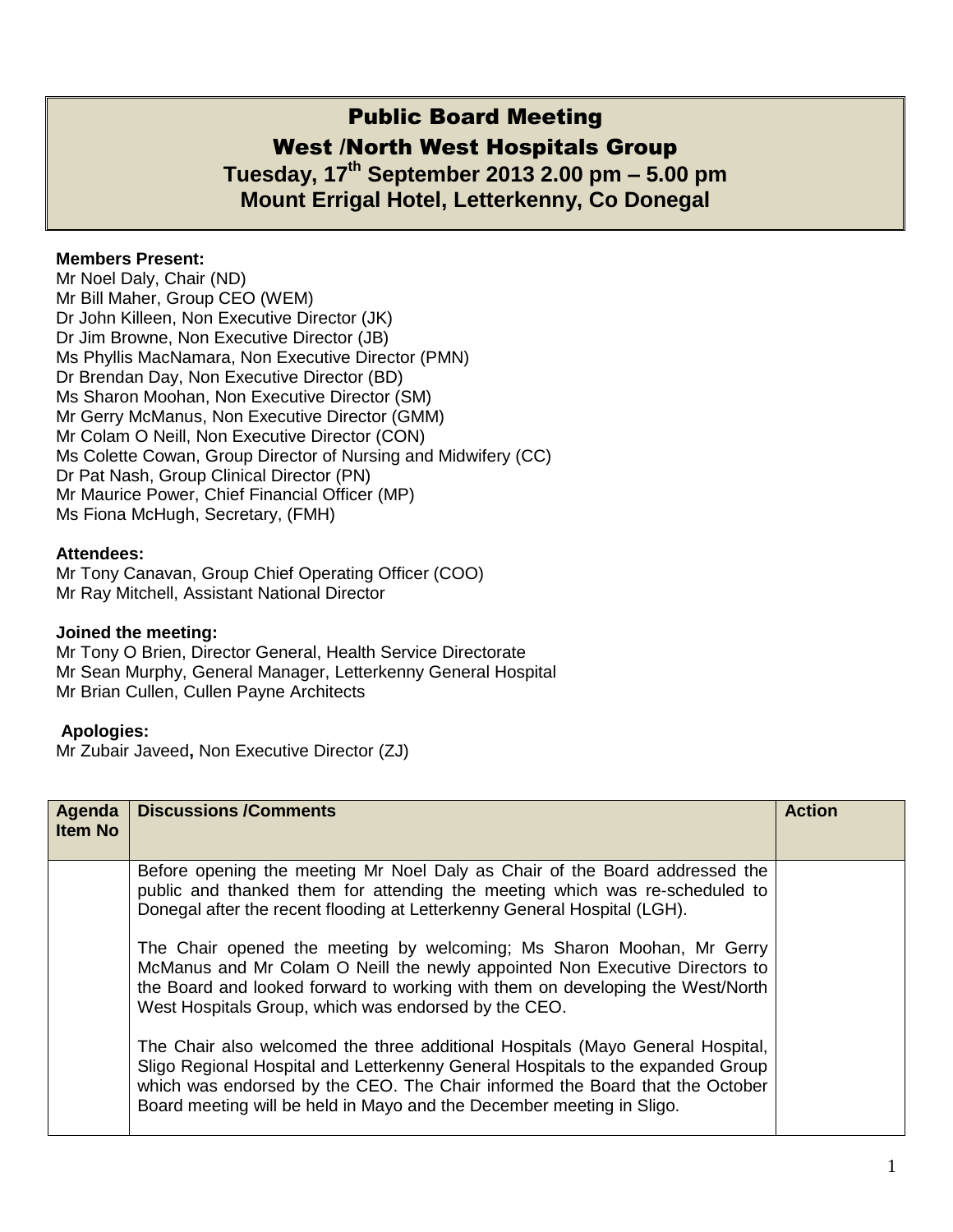# Public Board Meeting

## West /North West Hospitals Group

**Tuesday, 17th September 2013 2.00 pm – 5.00 pm**

**Mount Errigal Hotel, Letterkenny, Co Donegal**

**Members Present:**

Mr Noel Daly, Chair (ND)
Mr Bill Maher, Group CEO (WEM)
Dr John Killeen, Non Executive Director (JK)
Dr Jim Browne, Non Executive Director (JB)
Ms Phyllis MacNamara, Non Executive Director (PMN)
Dr Brendan Day, Non Executive Director (BD)
Ms Sharon Moohan, Non Executive Director (SM)
Mr Gerry McManus, Non Executive Director (GMM)
Mr Colam O Neill, Non Executive Director (CON)
Ms Colette Cowan, Group Director of Nursing and Midwifery (CC)
Dr Pat Nash, Group Clinical Director (PN)
Mr Maurice Power, Chief Financial Officer (MP)
Ms Fiona McHugh, Secretary, (FMH)

**Attendees:**

Mr Tony Canavan, Group Chief Operating Officer (COO)
Mr Ray Mitchell, Assistant National Director

**Joined the meeting:**

Mr Tony O Brien, Director General, Health Service Directorate
Mr Sean Murphy, General Manager, Letterkenny General Hospital
Mr Brian Cullen, Cullen Payne Architects

**Apologies:**

Mr Zubair Javeed**,** Non Executive Director (ZJ)

| Agenda Item No | Discussions /Comments | Action |
|---|---|---|
| | Before opening the meeting Mr Noel Daly as Chair of the Board addressed the public and thanked them for attending the meeting which was re-scheduled to Donegal after the recent flooding at Letterkenny General Hospital (LGH).<br><br>The Chair opened the meeting by welcoming; Ms Sharon Moohan, Mr Gerry McManus and Mr Colam O Neill the newly appointed Non Executive Directors to the Board and looked forward to working with them on developing the West/North West Hospitals Group, which was endorsed by the CEO.<br><br>The Chair also welcomed the three additional Hospitals (Mayo General Hospital, Sligo Regional Hospital and Letterkenny General Hospitals to the expanded Group which was endorsed by the CEO. The Chair informed the Board that the October Board meeting will be held in Mayo and the December meeting in Sligo. | |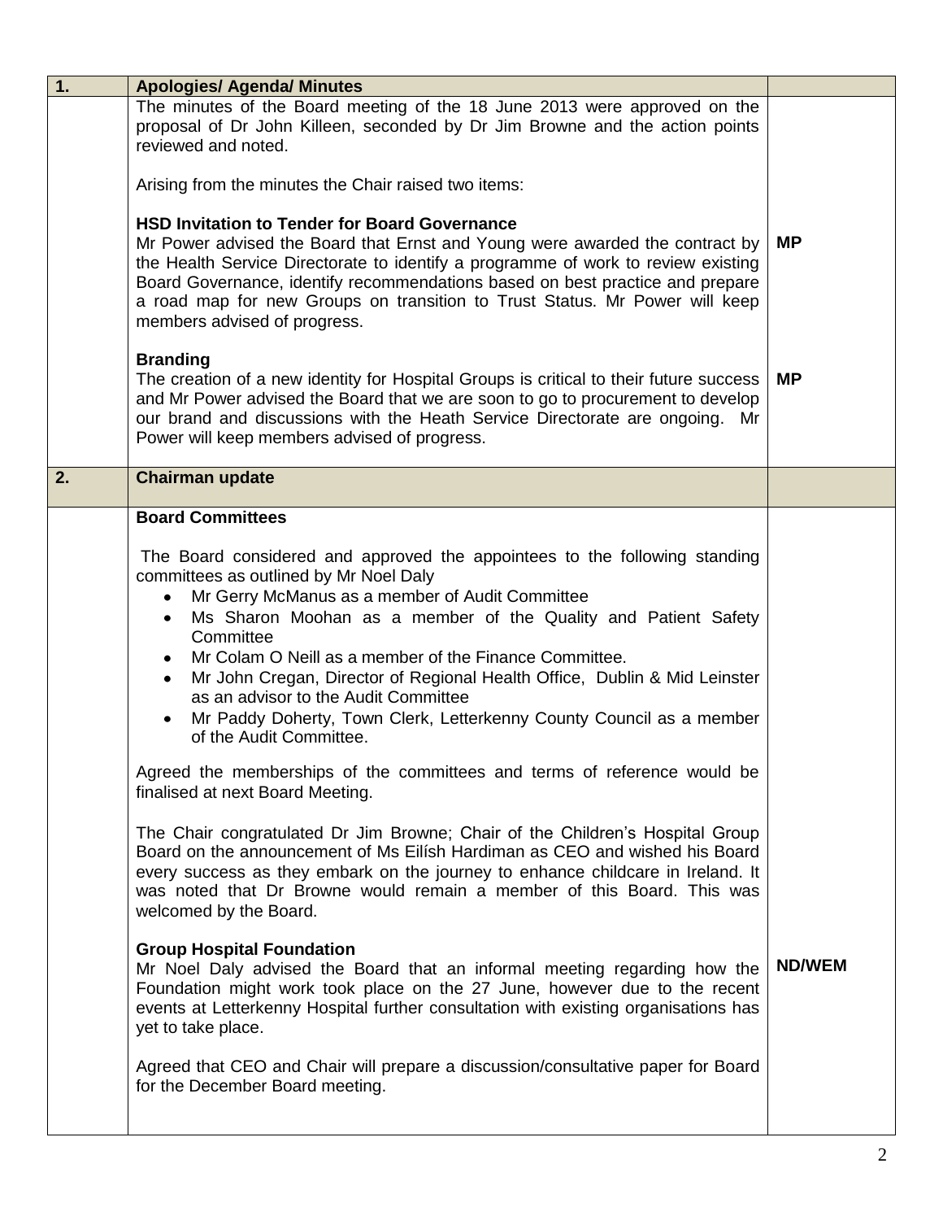| 1. | Apologies/ Agenda/ Minutes | |
|---|---|---|
| | The minutes of the Board meeting of the 18 June 2013 were approved on the proposal of Dr John Killeen, seconded by Dr Jim Browne and the action points reviewed and noted.<br><br>Arising from the minutes the Chair raised two items:<br><br>**HSD Invitation to Tender for Board Governance**<br>Mr Power advised the Board that Ernst and Young were awarded the contract by the Health Service Directorate to identify a programme of work to review existing Board Governance, identify recommendations based on best practice and prepare a road map for new Groups on transition to Trust Status. Mr Power will keep members advised of progress.<br><br>**Branding**<br>The creation of a new identity for Hospital Groups is critical to their future success and Mr Power advised the Board that we are soon to go to procurement to develop our brand and discussions with the Heath Service Directorate are ongoing. Mr Power will keep members advised of progress. | **MP**<br><br>**MP** |
| **2.** | **Chairman update** | |
| | **Board Committees**<br><br>The Board considered and approved the appointees to the following standing committees as outlined by Mr Noel Daly<br>• Mr Gerry McManus as a member of Audit Committee<br>• Ms Sharon Moohan as a member of the Quality and Patient Safety Committee<br>• Mr Colam O Neill as a member of the Finance Committee.<br>• Mr John Cregan, Director of Regional Health Office, Dublin & Mid Leinster as an advisor to the Audit Committee<br>• Mr Paddy Doherty, Town Clerk, Letterkenny County Council as a member of the Audit Committee.<br><br>Agreed the memberships of the committees and terms of reference would be finalised at next Board Meeting.<br><br>The Chair congratulated Dr Jim Browne; Chair of the Children's Hospital Group Board on the announcement of Ms Eilísh Hardiman as CEO and wished his Board every success as they embark on the journey to enhance childcare in Ireland. It was noted that Dr Browne would remain a member of this Board. This was welcomed by the Board.<br><br>**Group Hospital Foundation**<br>Mr Noel Daly advised the Board that an informal meeting regarding how the Foundation might work took place on the 27 June, however due to the recent events at Letterkenny Hospital further consultation with existing organisations has yet to take place.<br><br>Agreed that CEO and Chair will prepare a discussion/consultative paper for Board for the December Board meeting. | **ND/WEM** |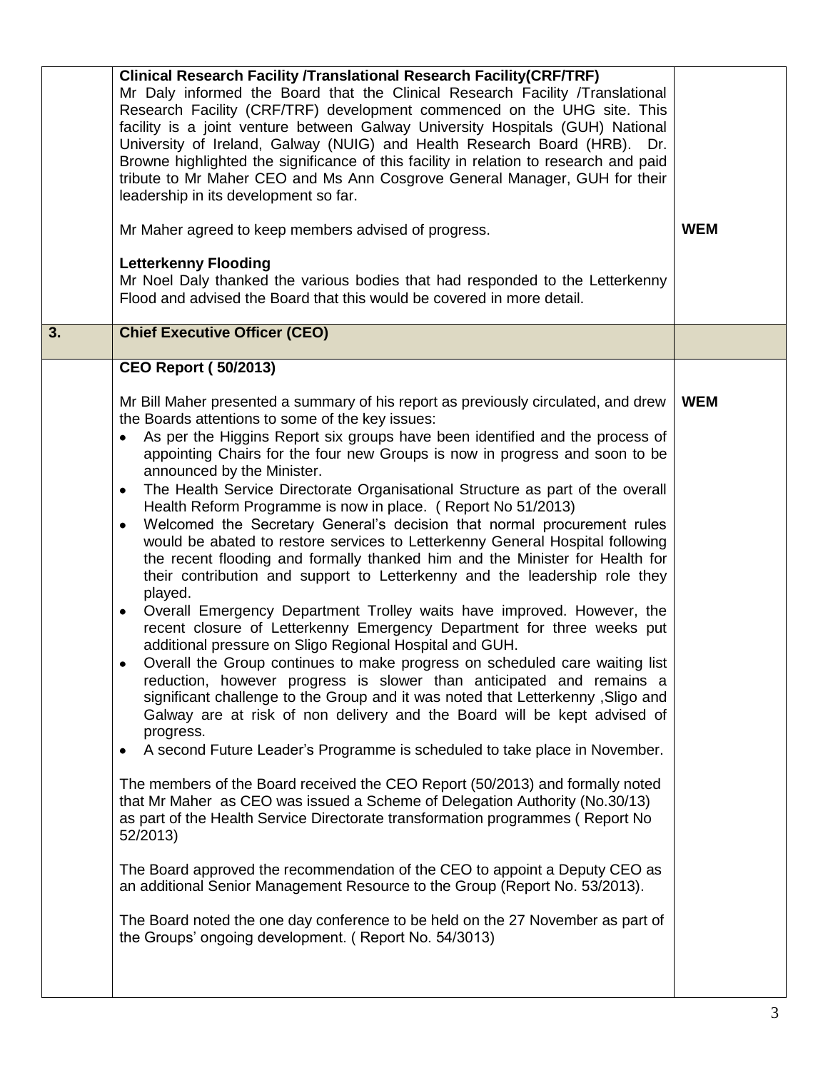| | | |
|---|---|---|
| | **Clinical Research Facility /Translational Research Facility(CRF/TRF)**<br>Mr Daly informed the Board that the Clinical Research Facility /Translational Research Facility (CRF/TRF) development commenced on the UHG site. This facility is a joint venture between Galway University Hospitals (GUH) National University of Ireland, Galway (NUIG) and Health Research Board (HRB). Dr. Browne highlighted the significance of this facility in relation to research and paid tribute to Mr Maher CEO and Ms Ann Cosgrove General Manager, GUH for their leadership in its development so far.<br><br>Mr Maher agreed to keep members advised of progress.<br><br>**Letterkenny Flooding**<br>Mr Noel Daly thanked the various bodies that had responded to the Letterkenny Flood and advised the Board that this would be covered in more detail. | **WEM** |
| **3.** | **Chief Executive Officer (CEO)** | |
| | **CEO Report ( 50/2013)**<br><br>Mr Bill Maher presented a summary of his report as previously circulated, and drew the Boards attentions to some of the key issues:<br>• As per the Higgins Report six groups have been identified and the process of appointing Chairs for the four new Groups is now in progress and soon to be announced by the Minister.<br>• The Health Service Directorate Organisational Structure as part of the overall Health Reform Programme is now in place. ( Report No 51/2013)<br>• Welcomed the Secretary General's decision that normal procurement rules would be abated to restore services to Letterkenny General Hospital following the recent flooding and formally thanked him and the Minister for Health for their contribution and support to Letterkenny and the leadership role they played.<br>• Overall Emergency Department Trolley waits have improved. However, the recent closure of Letterkenny Emergency Department for three weeks put additional pressure on Sligo Regional Hospital and GUH.<br>• Overall the Group continues to make progress on scheduled care waiting list reduction, however progress is slower than anticipated and remains a significant challenge to the Group and it was noted that Letterkenny ,Sligo and Galway are at risk of non delivery and the Board will be kept advised of progress.<br>• A second Future Leader's Programme is scheduled to take place in November.<br><br>The members of the Board received the CEO Report (50/2013) and formally noted that Mr Maher as CEO was issued a Scheme of Delegation Authority (No.30/13) as part of the Health Service Directorate transformation programmes ( Report No 52/2013)<br><br>The Board approved the recommendation of the CEO to appoint a Deputy CEO as an additional Senior Management Resource to the Group (Report No. 53/2013).<br><br>The Board noted the one day conference to be held on the 27 November as part of the Groups' ongoing development. ( Report No. 54/3013) | **WEM** |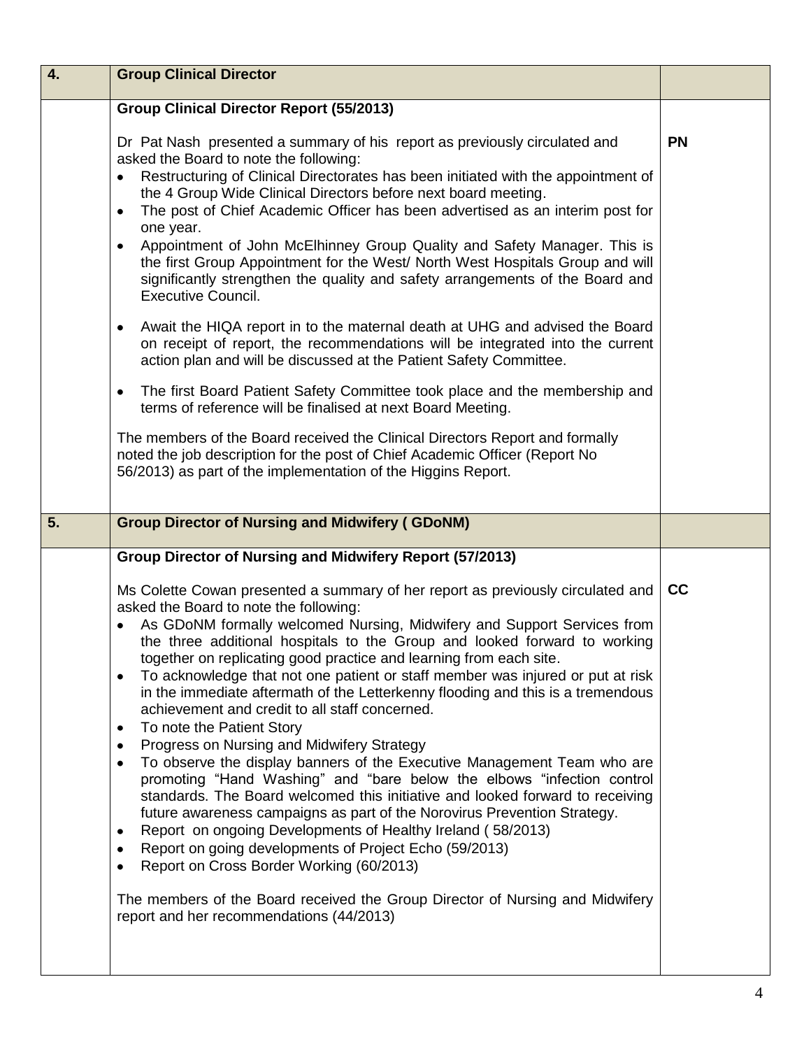| 4. | **Group Clinical Director** | |
|---|---|---|
| | **Group Clinical Director Report (55/2013)**<br><br>Dr Pat Nash presented a summary of his report as previously circulated and asked the Board to note the following:<br>• Restructuring of Clinical Directorates has been initiated with the appointment of the 4 Group Wide Clinical Directors before next board meeting.<br>• The post of Chief Academic Officer has been advertised as an interim post for one year.<br>• Appointment of John McElhinney Group Quality and Safety Manager. This is the first Group Appointment for the West/ North West Hospitals Group and will significantly strengthen the quality and safety arrangements of the Board and Executive Council.<br><br>• Await the HIQA report in to the maternal death at UHG and advised the Board on receipt of report, the recommendations will be integrated into the current action plan and will be discussed at the Patient Safety Committee.<br><br>• The first Board Patient Safety Committee took place and the membership and terms of reference will be finalised at next Board Meeting.<br><br>The members of the Board received the Clinical Directors Report and formally noted the job description for the post of Chief Academic Officer (Report No 56/2013) as part of the implementation of the Higgins Report. | **PN** |
| **5.** | **Group Director of Nursing and Midwifery ( GDoNM)** | |
| | **Group Director of Nursing and Midwifery Report (57/2013)**<br><br>Ms Colette Cowan presented a summary of her report as previously circulated and asked the Board to note the following:<br>• As GDoNM formally welcomed Nursing, Midwifery and Support Services from the three additional hospitals to the Group and looked forward to working together on replicating good practice and learning from each site.<br>• To acknowledge that not one patient or staff member was injured or put at risk in the immediate aftermath of the Letterkenny flooding and this is a tremendous achievement and credit to all staff concerned.<br>• To note the Patient Story<br>• Progress on Nursing and Midwifery Strategy<br>• To observe the display banners of the Executive Management Team who are promoting "Hand Washing" and "bare below the elbows "infection control standards. The Board welcomed this initiative and looked forward to receiving future awareness campaigns as part of the Norovirus Prevention Strategy.<br>• Report on ongoing Developments of Healthy Ireland ( 58/2013)<br>• Report on going developments of Project Echo (59/2013)<br>• Report on Cross Border Working (60/2013)<br><br>The members of the Board received the Group Director of Nursing and Midwifery report and her recommendations (44/2013) | **CC** |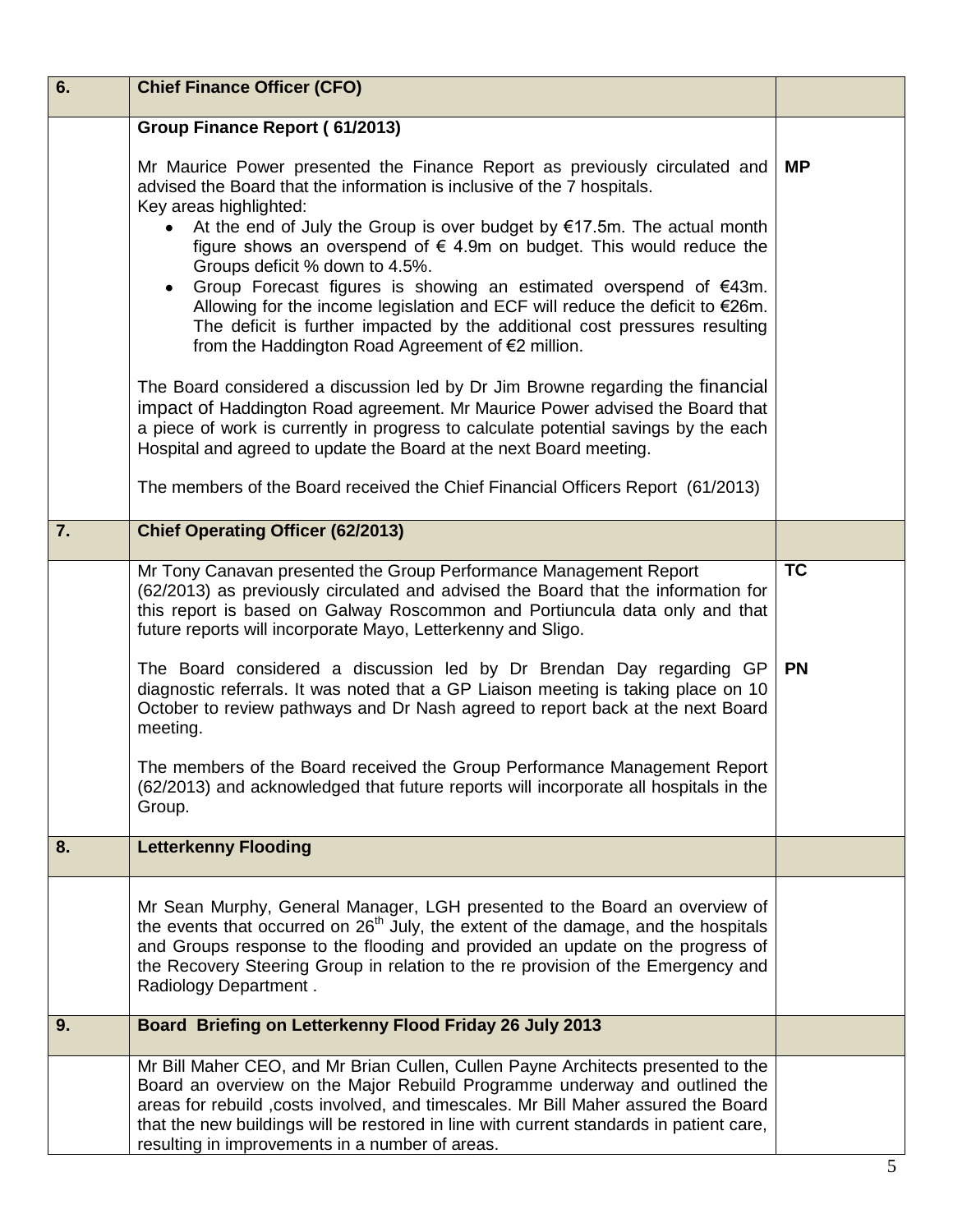| 6. | **Chief Finance Officer (CFO)** | |
|---|---|---|
| | **Group Finance Report ( 61/2013)**<br><br>Mr Maurice Power presented the Finance Report as previously circulated and advised the Board that the information is inclusive of the 7 hospitals.<br>Key areas highlighted:<br>• At the end of July the Group is over budget by €17.5m. The actual month figure shows an overspend of € 4.9m on budget. This would reduce the Groups deficit % down to 4.5%.<br>• Group Forecast figures is showing an estimated overspend of €43m. Allowing for the income legislation and ECF will reduce the deficit to €26m. The deficit is further impacted by the additional cost pressures resulting from the Haddington Road Agreement of €2 million.<br><br>The Board considered a discussion led by Dr Jim Browne regarding the financial impact of Haddington Road agreement. Mr Maurice Power advised the Board that a piece of work is currently in progress to calculate potential savings by the each Hospital and agreed to update the Board at the next Board meeting.<br><br>The members of the Board received the Chief Financial Officers Report (61/2013) | **MP** |
| **7.** | **Chief Operating Officer (62/2013)** | |
| | Mr Tony Canavan presented the Group Performance Management Report (62/2013) as previously circulated and advised the Board that the information for this report is based on Galway Roscommon and Portiuncula data only and that future reports will incorporate Mayo, Letterkenny and Sligo. | **TC** |
| | The Board considered a discussion led by Dr Brendan Day regarding GP diagnostic referrals. It was noted that a GP Liaison meeting is taking place on 10 October to review pathways and Dr Nash agreed to report back at the next Board meeting.<br><br>The members of the Board received the Group Performance Management Report (62/2013) and acknowledged that future reports will incorporate all hospitals in the Group. | **PN** |
| **8.** | **Letterkenny Flooding** | |
| | Mr Sean Murphy, General Manager, LGH presented to the Board an overview of the events that occurred on 26th July, the extent of the damage, and the hospitals and Groups response to the flooding and provided an update on the progress of the Recovery Steering Group in relation to the re provision of the Emergency and Radiology Department . | |
| **9.** | **Board Briefing on Letterkenny Flood Friday 26 July 2013** | |
| | Mr Bill Maher CEO, and Mr Brian Cullen, Cullen Payne Architects presented to the Board an overview on the Major Rebuild Programme underway and outlined the areas for rebuild ,costs involved, and timescales. Mr Bill Maher assured the Board that the new buildings will be restored in line with current standards in patient care, resulting in improvements in a number of areas. | |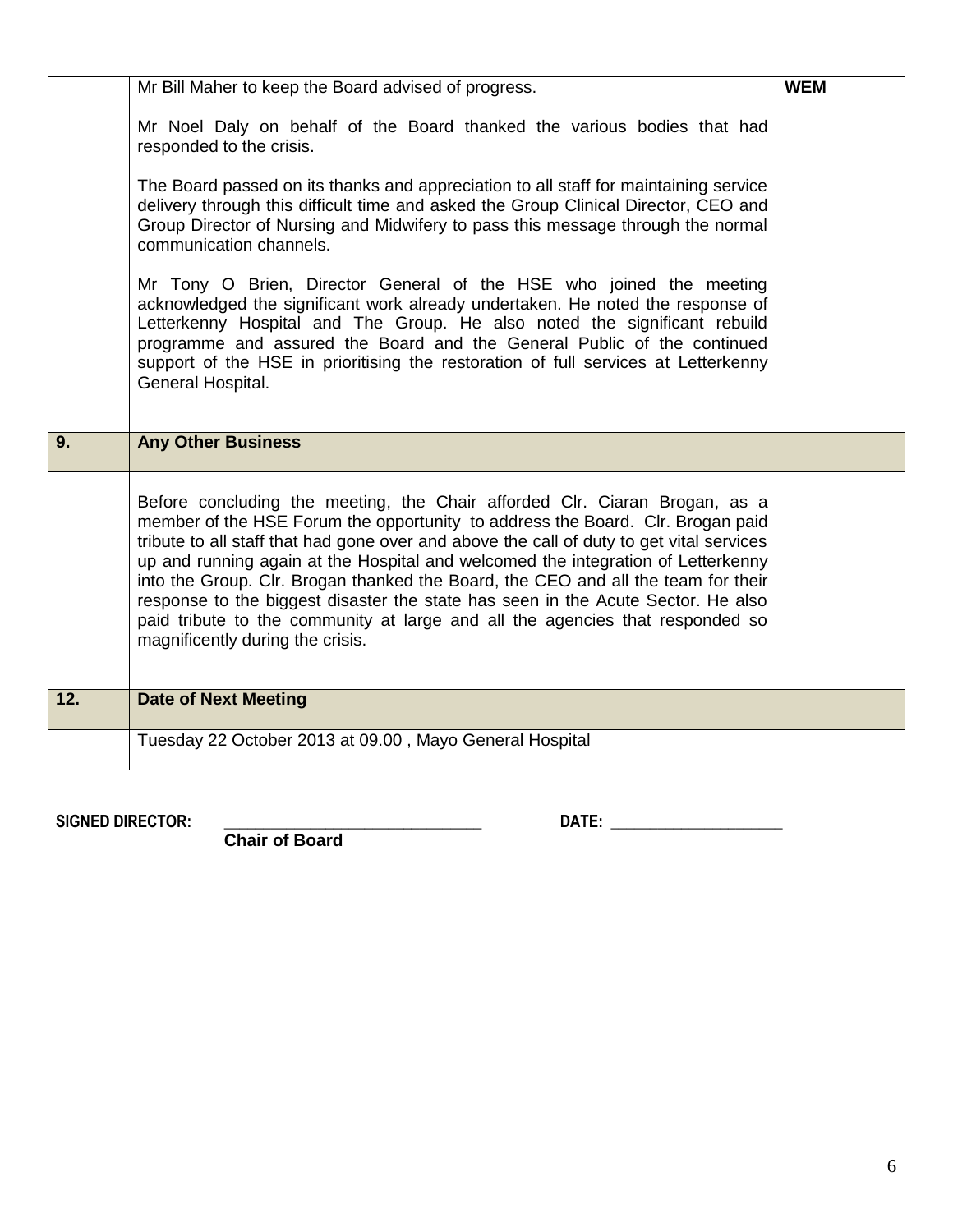| | | |
|---|---|---|
| | Mr Bill Maher to keep the Board advised of progress.<br><br>Mr Noel Daly on behalf of the Board thanked the various bodies that had responded to the crisis.<br><br>The Board passed on its thanks and appreciation to all staff for maintaining service delivery through this difficult time and asked the Group Clinical Director, CEO and Group Director of Nursing and Midwifery to pass this message through the normal communication channels.<br><br>Mr Tony O Brien, Director General of the HSE who joined the meeting acknowledged the significant work already undertaken. He noted the response of Letterkenny Hospital and The Group. He also noted the significant rebuild programme and assured the Board and the General Public of the continued support of the HSE in prioritising the restoration of full services at Letterkenny General Hospital. | **WEM** |
| **9.** | **Any Other Business** | |
| | Before concluding the meeting, the Chair afforded Clr. Ciaran Brogan, as a member of the HSE Forum the opportunity to address the Board. Clr. Brogan paid tribute to all staff that had gone over and above the call of duty to get vital services up and running again at the Hospital and welcomed the integration of Letterkenny into the Group. Clr. Brogan thanked the Board, the CEO and all the team for their response to the biggest disaster the state has seen in the Acute Sector. He also paid tribute to the community at large and all the agencies that responded so magnificently during the crisis. | |
| **12.** | **Date of Next Meeting** | |
| | Tuesday 22 October 2013 at 09.00 , Mayo General Hospital | |

**SIGNED DIRECTOR:** ____________________________ **DATE:** ____________________

**Chair of Board**